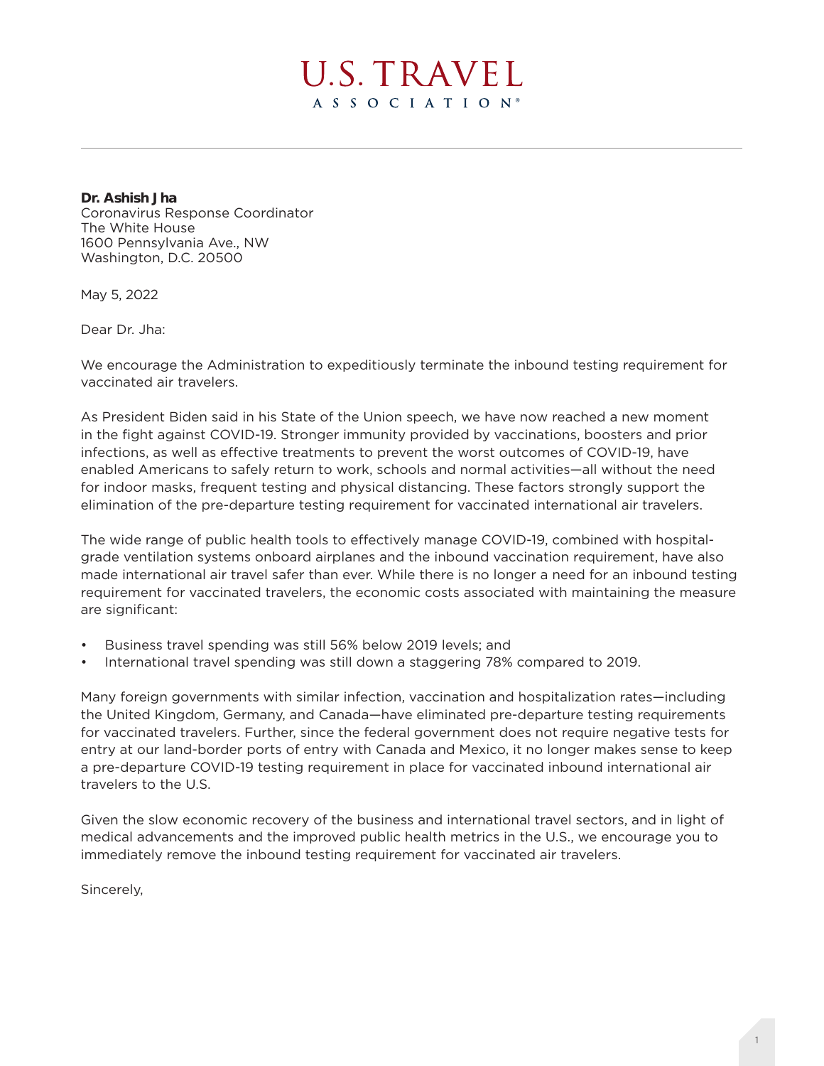U.S. TRAVEL
ASSOCIATION®

**Dr. Ashish Jha**
Coronavirus Response Coordinator
The White House
1600 Pennsylvania Ave., NW
Washington, D.C. 20500

May 5, 2022

Dear Dr. Jha:

We encourage the Administration to expeditiously terminate the inbound testing requirement for vaccinated air travelers.

As President Biden said in his State of the Union speech, we have now reached a new moment in the fight against COVID-19. Stronger immunity provided by vaccinations, boosters and prior infections, as well as effective treatments to prevent the worst outcomes of COVID-19, have enabled Americans to safely return to work, schools and normal activities—all without the need for indoor masks, frequent testing and physical distancing. These factors strongly support the elimination of the pre-departure testing requirement for vaccinated international air travelers.

The wide range of public health tools to effectively manage COVID-19, combined with hospital-grade ventilation systems onboard airplanes and the inbound vaccination requirement, have also made international air travel safer than ever. While there is no longer a need for an inbound testing requirement for vaccinated travelers, the economic costs associated with maintaining the measure are significant:

- Business travel spending was still 56% below 2019 levels; and
- International travel spending was still down a staggering 78% compared to 2019.

Many foreign governments with similar infection, vaccination and hospitalization rates—including the United Kingdom, Germany, and Canada—have eliminated pre-departure testing requirements for vaccinated travelers. Further, since the federal government does not require negative tests for entry at our land-border ports of entry with Canada and Mexico, it no longer makes sense to keep a pre-departure COVID-19 testing requirement in place for vaccinated inbound international air travelers to the U.S.

Given the slow economic recovery of the business and international travel sectors, and in light of medical advancements and the improved public health metrics in the U.S., we encourage you to immediately remove the inbound testing requirement for vaccinated air travelers.

Sincerely,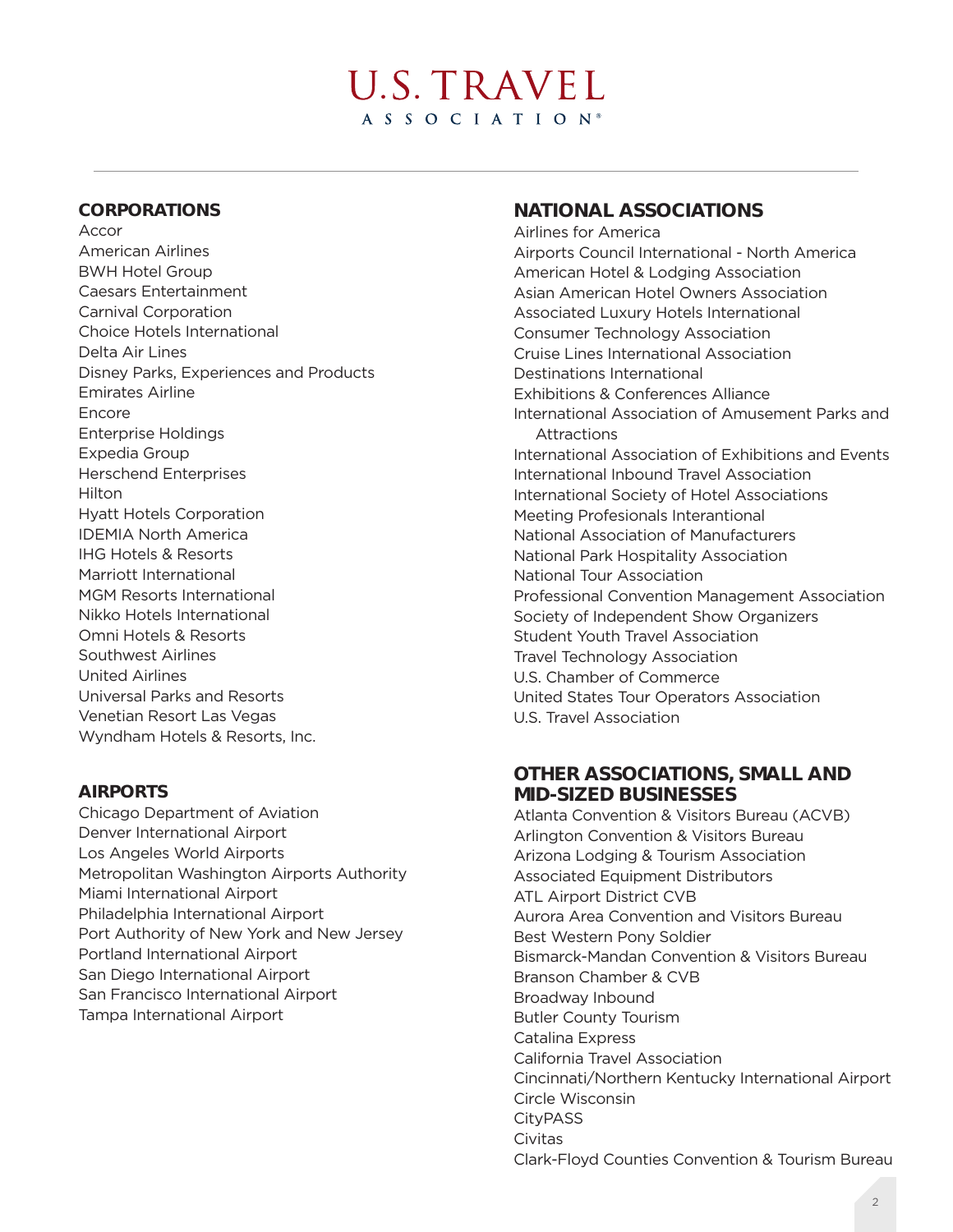## CORPORATIONS

Accor
American Airlines
BWH Hotel Group
Caesars Entertainment
Carnival Corporation
Choice Hotels International
Delta Air Lines
Disney Parks, Experiences and Products
Emirates Airline
Encore
Enterprise Holdings
Expedia Group
Herschend Enterprises
Hilton
Hyatt Hotels Corporation
IDEMIA North America
IHG Hotels & Resorts
Marriott International
MGM Resorts International
Nikko Hotels International
Omni Hotels & Resorts
Southwest Airlines
United Airlines
Universal Parks and Resorts
Venetian Resort Las Vegas
Wyndham Hotels & Resorts, Inc.

## AIRPORTS

Chicago Department of Aviation
Denver International Airport
Los Angeles World Airports
Metropolitan Washington Airports Authority
Miami International Airport
Philadelphia International Airport
Port Authority of New York and New Jersey
Portland International Airport
San Diego International Airport
San Francisco International Airport
Tampa International Airport

## NATIONAL ASSOCIATIONS

Airlines for America
Airports Council International - North America
American Hotel & Lodging Association
Asian American Hotel Owners Association
Associated Luxury Hotels International
Consumer Technology Association
Cruise Lines International Association
Destinations International
Exhibitions & Conferences Alliance
International Association of Amusement Parks and Attractions
International Association of Exhibitions and Events
International Inbound Travel Association
International Society of Hotel Associations
Meeting Profesionals Interantional
National Association of Manufacturers
National Park Hospitality Association
National Tour Association
Professional Convention Management Association
Society of Independent Show Organizers
Student Youth Travel Association
Travel Technology Association
U.S. Chamber of Commerce
United States Tour Operators Association
U.S. Travel Association

## OTHER ASSOCIATIONS, SMALL AND MID-SIZED BUSINESSES

Atlanta Convention & Visitors Bureau (ACVB)
Arlington Convention & Visitors Bureau
Arizona Lodging & Tourism Association
Associated Equipment Distributors
ATL Airport District CVB
Aurora Area Convention and Visitors Bureau
Best Western Pony Soldier
Bismarck-Mandan Convention & Visitors Bureau
Branson Chamber & CVB
Broadway Inbound
Butler County Tourism
Catalina Express
California Travel Association
Cincinnati/Northern Kentucky International Airport
Circle Wisconsin
CityPASS
Civitas
Clark-Floyd Counties Convention & Tourism Bureau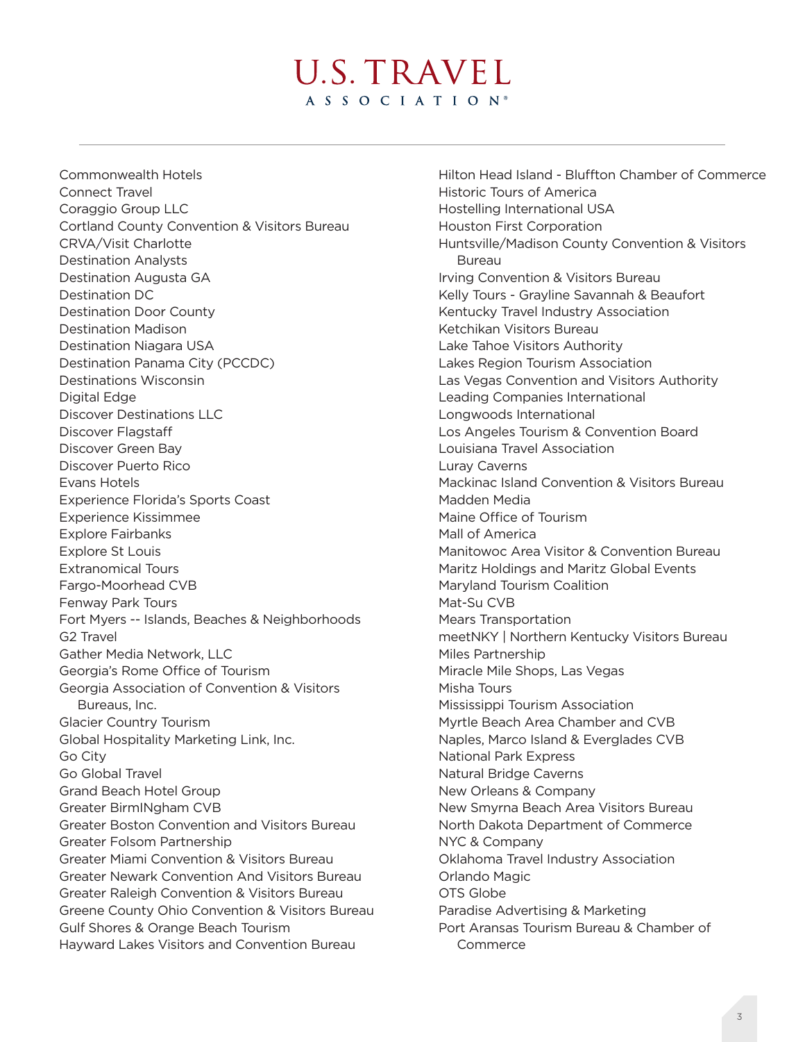Commonwealth Hotels
Connect Travel
Coraggio Group LLC
Cortland County Convention & Visitors Bureau
CRVA/Visit Charlotte
Destination Analysts
Destination Augusta GA
Destination DC
Destination Door County
Destination Madison
Destination Niagara USA
Destination Panama City (PCCDC)
Destinations Wisconsin
Digital Edge
Discover Destinations LLC
Discover Flagstaff
Discover Green Bay
Discover Puerto Rico
Evans Hotels
Experience Florida's Sports Coast
Experience Kissimmee
Explore Fairbanks
Explore St Louis
Extranomical Tours
Fargo-Moorhead CVB
Fenway Park Tours
Fort Myers -- Islands, Beaches & Neighborhoods
G2 Travel
Gather Media Network, LLC
Georgia's Rome Office of Tourism
Georgia Association of Convention & Visitors Bureaus, Inc.
Glacier Country Tourism
Global Hospitality Marketing Link, Inc.
Go City
Go Global Travel
Grand Beach Hotel Group
Greater BirmINgham CVB
Greater Boston Convention and Visitors Bureau
Greater Folsom Partnership
Greater Miami Convention & Visitors Bureau
Greater Newark Convention And Visitors Bureau
Greater Raleigh Convention & Visitors Bureau
Greene County Ohio Convention & Visitors Bureau
Gulf Shores & Orange Beach Tourism
Hayward Lakes Visitors and Convention Bureau
Hilton Head Island - Bluffton Chamber of Commerce
Historic Tours of America
Hostelling International USA
Houston First Corporation
Huntsville/Madison County Convention & Visitors Bureau
Irving Convention & Visitors Bureau
Kelly Tours - Grayline Savannah & Beaufort
Kentucky Travel Industry Association
Ketchikan Visitors Bureau
Lake Tahoe Visitors Authority
Lakes Region Tourism Association
Las Vegas Convention and Visitors Authority
Leading Companies International
Longwoods International
Los Angeles Tourism & Convention Board
Louisiana Travel Association
Luray Caverns
Mackinac Island Convention & Visitors Bureau
Madden Media
Maine Office of Tourism
Mall of America
Manitowoc Area Visitor & Convention Bureau
Maritz Holdings and Maritz Global Events
Maryland Tourism Coalition
Mat-Su CVB
Mears Transportation
meetNKY | Northern Kentucky Visitors Bureau
Miles Partnership
Miracle Mile Shops, Las Vegas
Misha Tours
Mississippi Tourism Association
Myrtle Beach Area Chamber and CVB
Naples, Marco Island & Everglades CVB
National Park Express
Natural Bridge Caverns
New Orleans & Company
New Smyrna Beach Area Visitors Bureau
North Dakota Department of Commerce
NYC & Company
Oklahoma Travel Industry Association
Orlando Magic
OTS Globe
Paradise Advertising & Marketing
Port Aransas Tourism Bureau & Chamber of Commerce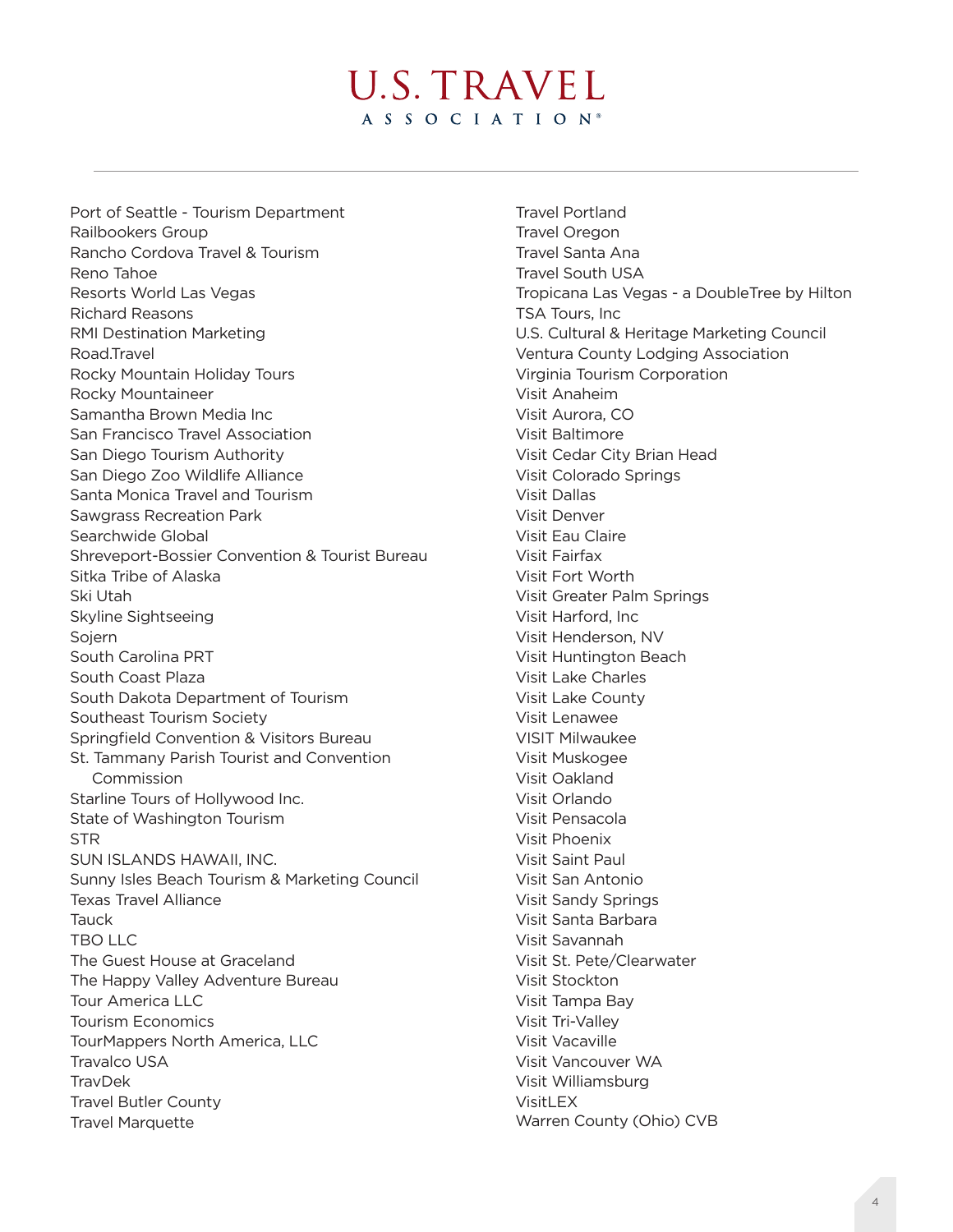Port of Seattle - Tourism Department
Railbookers Group
Rancho Cordova Travel & Tourism
Reno Tahoe
Resorts World Las Vegas
Richard Reasons
RMI Destination Marketing
Road.Travel
Rocky Mountain Holiday Tours
Rocky Mountaineer
Samantha Brown Media Inc
San Francisco Travel Association
San Diego Tourism Authority
San Diego Zoo Wildlife Alliance
Santa Monica Travel and Tourism
Sawgrass Recreation Park
Searchwide Global
Shreveport-Bossier Convention & Tourist Bureau
Sitka Tribe of Alaska
Ski Utah
Skyline Sightseeing
Sojern
South Carolina PRT
South Coast Plaza
South Dakota Department of Tourism
Southeast Tourism Society
Springfield Convention & Visitors Bureau
St. Tammany Parish Tourist and Convention Commission
Starline Tours of Hollywood Inc.
State of Washington Tourism
STR
SUN ISLANDS HAWAII, INC.
Sunny Isles Beach Tourism & Marketing Council
Texas Travel Alliance
Tauck
TBO LLC
The Guest House at Graceland
The Happy Valley Adventure Bureau
Tour America LLC
Tourism Economics
TourMappers North America, LLC
Travalco USA
TravDek
Travel Butler County
Travel Marquette
Travel Portland
Travel Oregon
Travel Santa Ana
Travel South USA
Tropicana Las Vegas - a DoubleTree by Hilton
TSA Tours, Inc
U.S. Cultural & Heritage Marketing Council
Ventura County Lodging Association
Virginia Tourism Corporation
Visit Anaheim
Visit Aurora, CO
Visit Baltimore
Visit Cedar City Brian Head
Visit Colorado Springs
Visit Dallas
Visit Denver
Visit Eau Claire
Visit Fairfax
Visit Fort Worth
Visit Greater Palm Springs
Visit Harford, Inc
Visit Henderson, NV
Visit Huntington Beach
Visit Lake Charles
Visit Lake County
Visit Lenawee
VISIT Milwaukee
Visit Muskogee
Visit Oakland
Visit Orlando
Visit Pensacola
Visit Phoenix
Visit Saint Paul
Visit San Antonio
Visit Sandy Springs
Visit Santa Barbara
Visit Savannah
Visit St. Pete/Clearwater
Visit Stockton
Visit Tampa Bay
Visit Tri-Valley
Visit Vacaville
Visit Vancouver WA
Visit Williamsburg
VisitLEX
Warren County (Ohio) CVB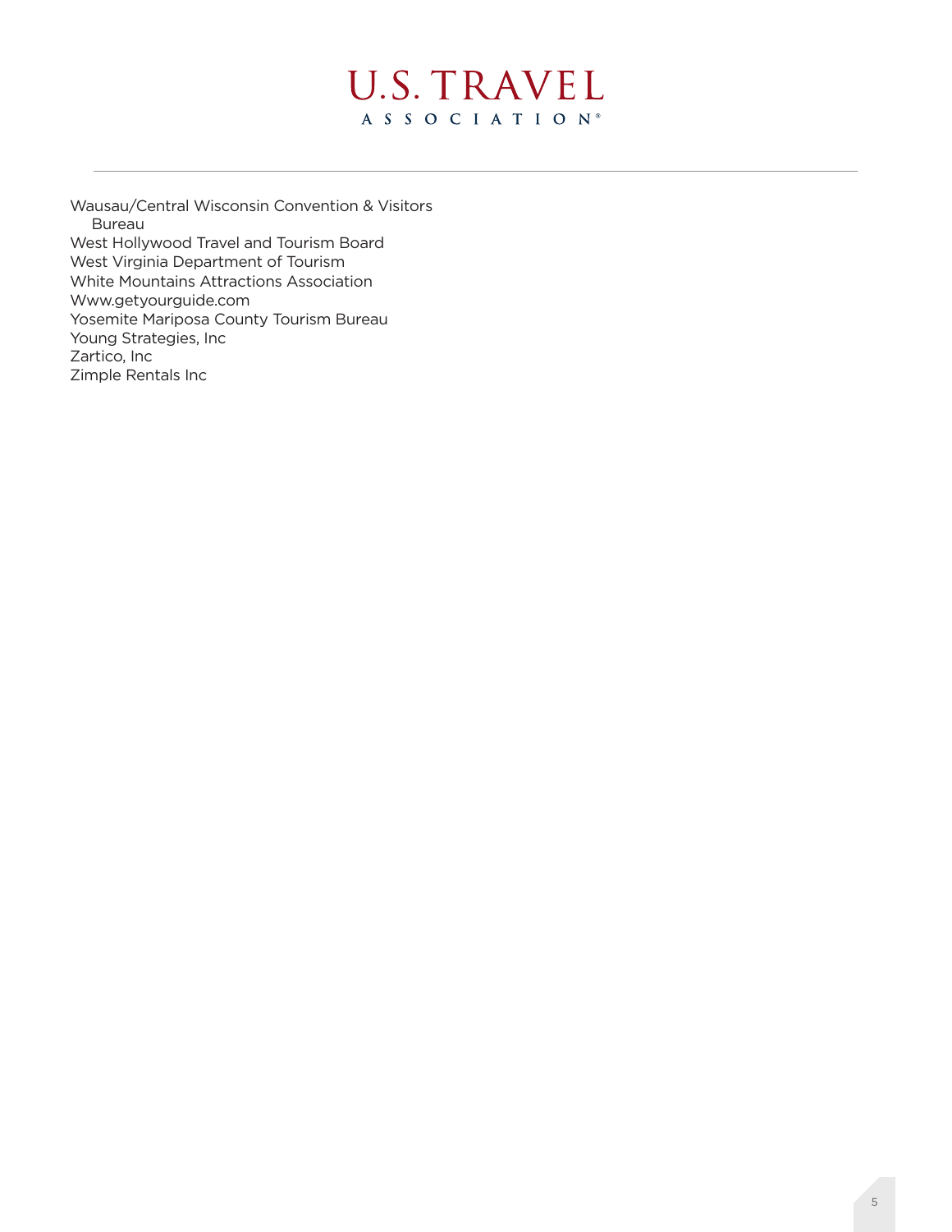Wausau/Central Wisconsin Convention & Visitors Bureau
West Hollywood Travel and Tourism Board
West Virginia Department of Tourism
White Mountains Attractions Association
Www.getyourguide.com
Yosemite Mariposa County Tourism Bureau
Young Strategies, Inc
Zartico, Inc
Zimple Rentals Inc